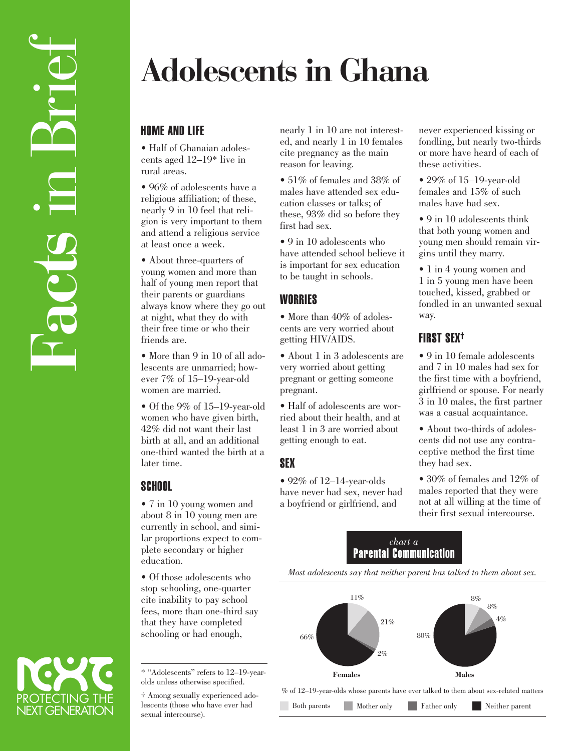Facts in Brief

# Adolescents in Ghana

## HOME AND LIFE

- Half of Ghanaian adolescents aged 12–19* live in rural areas.
- 96% of adolescents have a religious affiliation; of these, nearly 9 in 10 feel that religion is very important to them and attend a religious service at least once a week.
- About three-quarters of young women and more than half of young men report that their parents or guardians always know where they go out at night, what they do with their free time or who their friends are.
- More than 9 in 10 of all adolescents are unmarried; however 7% of 15–19-year-old women are married.
- Of the 9% of 15–19-year-old women who have given birth, 42% did not want their last birth at all, and an additional one-third wanted the birth at a later time.

## SCHOOL

- 7 in 10 young women and about 8 in 10 young men are currently in school, and similar proportions expect to complete secondary or higher education.
- Of those adolescents who stop schooling, one-quarter cite inability to pay school fees, more than one-third say that they have completed schooling or had enough, nearly 1 in 10 are not interested, and nearly 1 in 10 females cite pregnancy as the main reason for leaving.
- 51% of females and 38% of males have attended sex education classes or talks; of these, 93% did so before they first had sex.
- 9 in 10 adolescents who have attended school believe it is important for sex education to be taught in schools.

## WORRIES

- More than 40% of adolescents are very worried about getting HIV/AIDS.
- About 1 in 3 adolescents are very worried about getting pregnant or getting someone pregnant.
- Half of adolescents are worried about their health, and at least 1 in 3 are worried about getting enough to eat.

## SEX

- 92% of 12–14-year-olds have never had sex, never had a boyfriend or girlfriend, and never experienced kissing or fondling, but nearly two-thirds or more have heard of each of these activities.
- 29% of 15–19-year-old females and 15% of such males have had sex.
- 9 in 10 adolescents think that both young women and young men should remain virgins until they marry.
- 1 in 4 young women and 1 in 5 young men have been touched, kissed, grabbed or fondled in an unwanted sexual way.

## FIRST SEX†

- 9 in 10 female adolescents and 7 in 10 males had sex for the first time with a boyfriend, girlfriend or spouse. For nearly 3 in 10 males, the first partner was a casual acquaintance.
- About two-thirds of adolescents did not use any contraceptive method the first time they had sex.
- 30% of females and 12% of males reported that they were not at all willing at the time of their first sexual intercourse.

*chart a*
**Parental Communication**

*Most adolescents say that neither parent has talked to them about sex.*

% of 12–19-year-olds whose parents have ever talked to them about sex-related matters

| | Both parents | Mother only | Father only | Neither parent |
|---|---|---|---|---|
| Females | 11% | 21% | 2% | 66% |
| Males | 8% | 8% | 4% | 80% |

\* "Adolescents" refers to 12–19-year-olds unless otherwise specified.

† Among sexually experienced adolescents (those who have ever had sexual intercourse).

PROTECTING THE NEXT GENERATION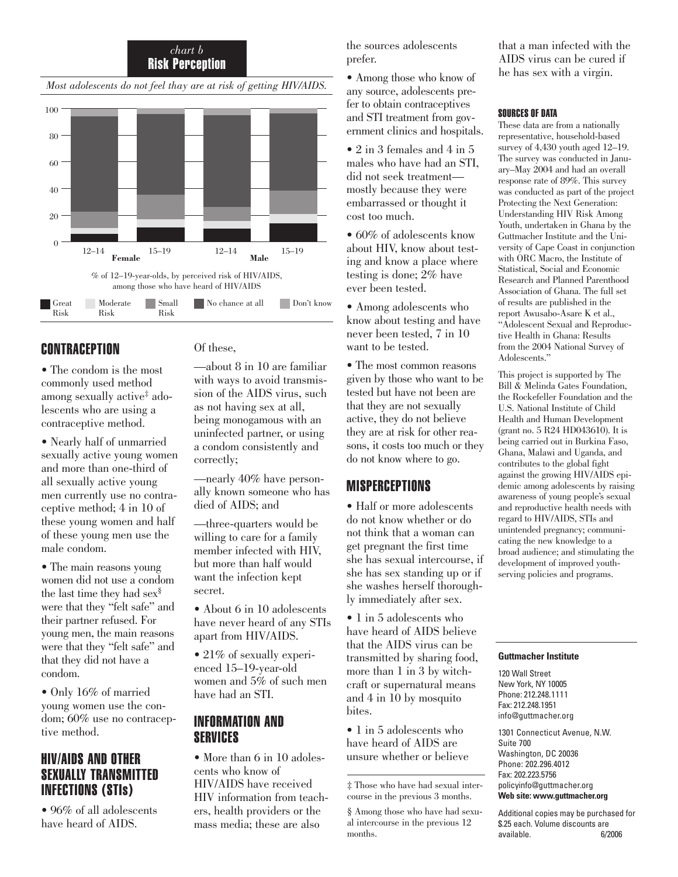chart b

**Risk Perception**

*Most adolescents do not feel thay are at risk of getting HIV/AIDS.*

100
80
60
40
20
0

12–14 15–19 Female
12–14 15–19 Male

% of 12–19-year-olds, by perceived risk of HIV/AIDS, among those who have heard of HIV/AIDS

Great Risk | Moderate Risk | Small Risk | No chance at all | Don't know

## CONTRACEPTION

- The condom is the most commonly used method among sexually active‡ adolescents who are using a contraceptive method.
- Nearly half of unmarried sexually active young women and more than one-third of all sexually active young men currently use no contraceptive method; 4 in 10 of these young women and half of these young men use the male condom.
- The main reasons young women did not use a condom the last time they had sex§ were that they "felt safe" and their partner refused. For young men, the main reasons were that they "felt safe" and that they did not have a condom.
- Only 16% of married young women use the condom; 60% use no contraceptive method.

## HIV/AIDS AND OTHER SEXUALLY TRANSMITTED INFECTIONS (STIs)

- 96% of all adolescents have heard of AIDS.

Of these,

—about 8 in 10 are familiar with ways to avoid transmission of the AIDS virus, such as not having sex at all, being monogamous with an uninfected partner, or using a condom consistently and correctly;

—nearly 40% have personally known someone who has died of AIDS; and

—three-quarters would be willing to care for a family member infected with HIV, but more than half would want the infection kept secret.

- About 6 in 10 adolescents have never heard of any STIs apart from HIV/AIDS.
- 21% of sexually experienced 15–19-year-old women and 5% of such men have had an STI.

## INFORMATION AND SERVICES

- More than 6 in 10 adolescents who know of HIV/AIDS have received HIV information from teachers, health providers or the mass media; these are also the sources adolescents prefer.
- Among those who know of any source, adolescents prefer to obtain contraceptives and STI treatment from government clinics and hospitals.
- 2 in 3 females and 4 in 5 males who have had an STI, did not seek treatment—mostly because they were embarrassed or thought it cost too much.
- 60% of adolescents know about HIV, know about testing and know a place where testing is done; 2% have ever been tested.
- Among adolescents who know about testing and have never been tested, 7 in 10 want to be tested.
- The most common reasons given by those who want to be tested but have not been are that they are not sexually active, they do not believe they are at risk for other reasons, it costs too much or they do not know where to go.

## MISPERCEPTIONS

- Half or more adolescents do not know whether or do not think that a woman can get pregnant the first time she has sexual intercourse, if she has sex standing up or if she washes herself thoroughly immediately after sex.
- 1 in 5 adolescents who have heard of AIDS believe that the AIDS virus can be transmitted by sharing food, more than 1 in 3 by witchcraft or supernatural means and 4 in 10 by mosquito bites.
- 1 in 5 adolescents who have heard of AIDS are unsure whether or believe that a man infected with the AIDS virus can be cured if he has sex with a virgin.

‡ Those who have had sexual intercourse in the previous 3 months.

§ Among those who have had sexual intercourse in the previous 12 months.

### SOURCES OF DATA

These data are from a nationally representative, household-based survey of 4,430 youth aged 12–19. The survey was conducted in January–May 2004 and had an overall response rate of 89%. This survey was conducted as part of the project Protecting the Next Generation: Understanding HIV Risk Among Youth, undertaken in Ghana by the Guttmacher Institute and the University of Cape Coast in conjunction with ORC Macro, the Institute of Statistical, Social and Economic Research and Planned Parenthood Association of Ghana. The full set of results are published in the report Awusabo-Asare K et al., "Adolescent Sexual and Reproductive Health in Ghana: Results from the 2004 National Survey of Adolescents."

This project is supported by The Bill & Melinda Gates Foundation, the Rockefeller Foundation and the U.S. National Institute of Child Health and Human Development (grant no. 5 R24 HD043610). It is being carried out in Burkina Faso, Ghana, Malawi and Uganda, and contributes to the global fight against the growing HIV/AIDS epidemic among adolescents by raising awareness of young people's sexual and reproductive health needs with regard to HIV/AIDS, STIs and unintended pregnancy; communicating the new knowledge to a broad audience; and stimulating the development of improved youth-serving policies and programs.

**Guttmacher Institute**

120 Wall Street
New York, NY 10005
Phone: 212.248.1111
Fax: 212.248.1951
info@guttmacher.org

1301 Connecticut Avenue, N.W.
Suite 700
Washington, DC 20036
Phone: 202.296.4012
Fax: 202.223.5756
policyinfo@guttmacher.org
**Web site: www.guttmacher.org**

Additional copies may be purchased for $.25 each. Volume discounts are available. 6/2006